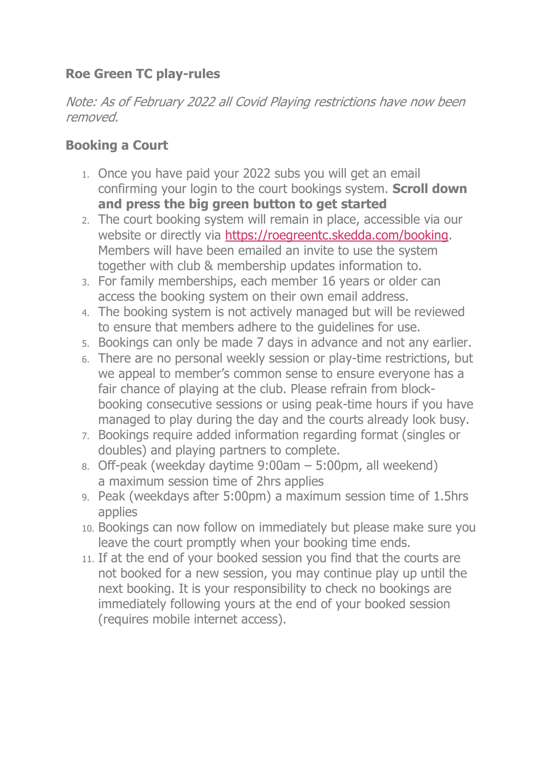**Roe Green TC play-rules**

*Note: As of February 2022 all Covid Playing restrictions have now been removed.*

**Booking a Court**

1. Once you have paid your 2022 subs you will get an email confirming your login to the court bookings system. **Scroll down and press the big green button to get started**
2. The court booking system will remain in place, accessible via our website or directly via [https://roegreentc.skedda.com/booking](https://roegreentc.skedda.com/booking). Members will have been emailed an invite to use the system together with club & membership updates information to.
3. For family memberships, each member 16 years or older can access the booking system on their own email address.
4. The booking system is not actively managed but will be reviewed to ensure that members adhere to the guidelines for use.
5. Bookings can only be made 7 days in advance and not any earlier.
6. There are no personal weekly session or play-time restrictions, but we appeal to member's common sense to ensure everyone has a fair chance of playing at the club. Please refrain from block-booking consecutive sessions or using peak-time hours if you have managed to play during the day and the courts already look busy.
7. Bookings require added information regarding format (singles or doubles) and playing partners to complete.
8. Off-peak (weekday daytime 9:00am – 5:00pm, all weekend) a maximum session time of 2hrs applies
9. Peak (weekdays after 5:00pm) a maximum session time of 1.5hrs applies
10. Bookings can now follow on immediately but please make sure you leave the court promptly when your booking time ends.
11. If at the end of your booked session you find that the courts are not booked for a new session, you may continue play up until the next booking. It is your responsibility to check no bookings are immediately following yours at the end of your booked session (requires mobile internet access).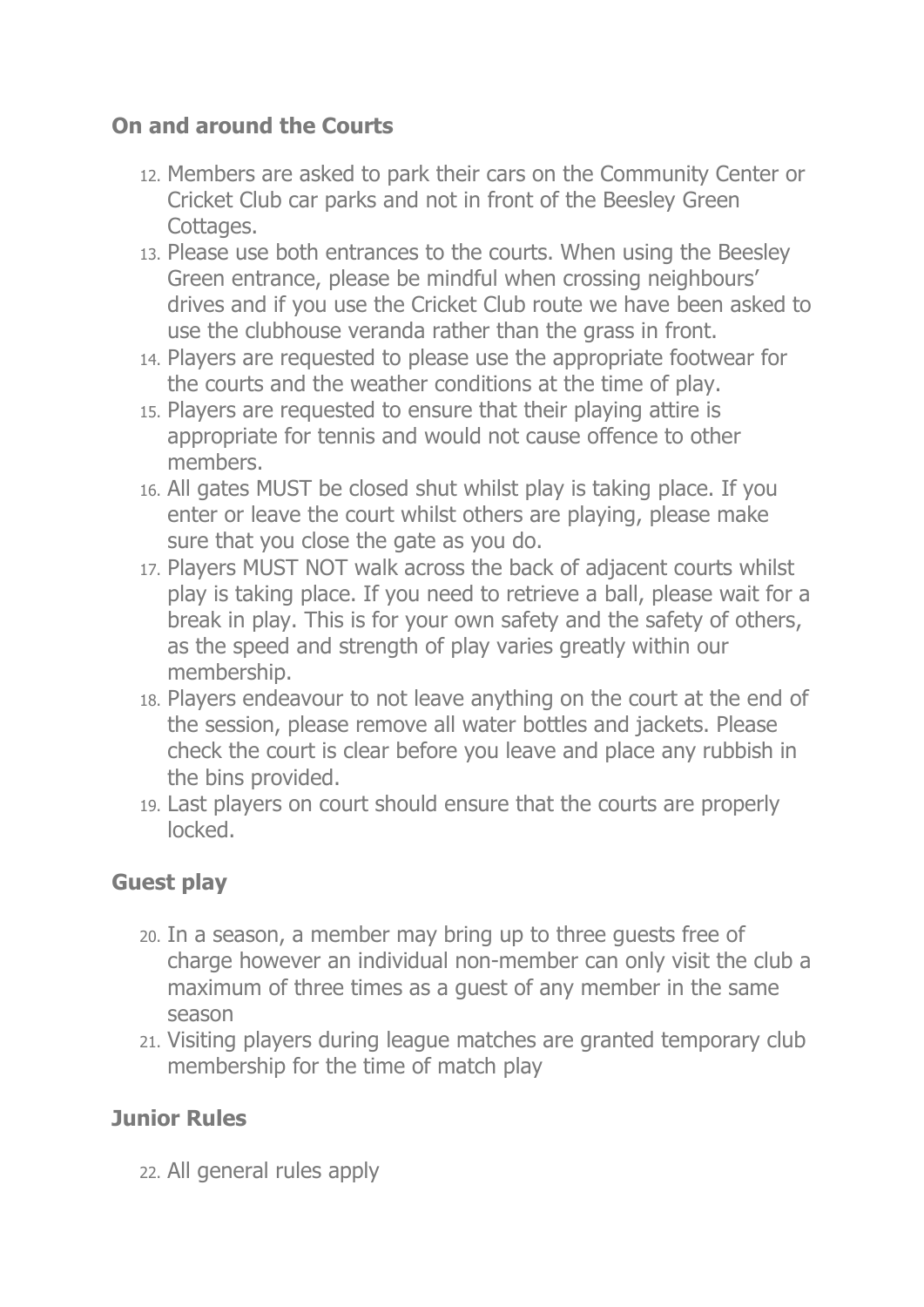## On and around the Courts

12. Members are asked to park their cars on the Community Center or Cricket Club car parks and not in front of the Beesley Green Cottages.
13. Please use both entrances to the courts. When using the Beesley Green entrance, please be mindful when crossing neighbours' drives and if you use the Cricket Club route we have been asked to use the clubhouse veranda rather than the grass in front.
14. Players are requested to please use the appropriate footwear for the courts and the weather conditions at the time of play.
15. Players are requested to ensure that their playing attire is appropriate for tennis and would not cause offence to other members.
16. All gates MUST be closed shut whilst play is taking place. If you enter or leave the court whilst others are playing, please make sure that you close the gate as you do.
17. Players MUST NOT walk across the back of adjacent courts whilst play is taking place. If you need to retrieve a ball, please wait for a break in play. This is for your own safety and the safety of others, as the speed and strength of play varies greatly within our membership.
18. Players endeavour to not leave anything on the court at the end of the session, please remove all water bottles and jackets. Please check the court is clear before you leave and place any rubbish in the bins provided.
19. Last players on court should ensure that the courts are properly locked.

## Guest play

20. In a season, a member may bring up to three guests free of charge however an individual non-member can only visit the club a maximum of three times as a guest of any member in the same season
21. Visiting players during league matches are granted temporary club membership for the time of match play

## Junior Rules

22. All general rules apply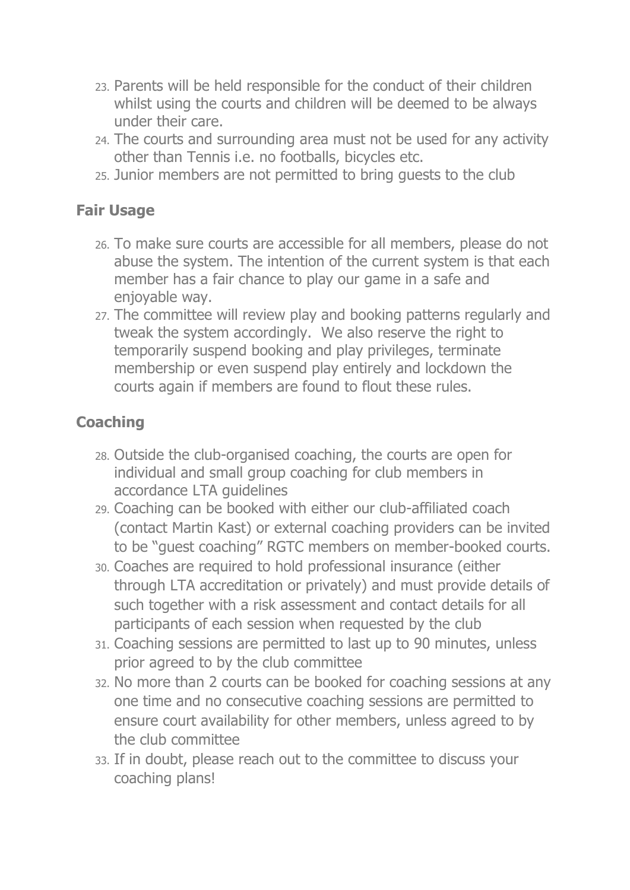23. Parents will be held responsible for the conduct of their children whilst using the courts and children will be deemed to be always under their care.
24. The courts and surrounding area must not be used for any activity other than Tennis i.e. no footballs, bicycles etc.
25. Junior members are not permitted to bring guests to the club

### Fair Usage

26. To make sure courts are accessible for all members, please do not abuse the system. The intention of the current system is that each member has a fair chance to play our game in a safe and enjoyable way.
27. The committee will review play and booking patterns regularly and tweak the system accordingly. We also reserve the right to temporarily suspend booking and play privileges, terminate membership or even suspend play entirely and lockdown the courts again if members are found to flout these rules.

### Coaching

28. Outside the club-organised coaching, the courts are open for individual and small group coaching for club members in accordance LTA guidelines
29. Coaching can be booked with either our club-affiliated coach (contact Martin Kast) or external coaching providers can be invited to be "guest coaching" RGTC members on member-booked courts.
30. Coaches are required to hold professional insurance (either through LTA accreditation or privately) and must provide details of such together with a risk assessment and contact details for all participants of each session when requested by the club
31. Coaching sessions are permitted to last up to 90 minutes, unless prior agreed to by the club committee
32. No more than 2 courts can be booked for coaching sessions at any one time and no consecutive coaching sessions are permitted to ensure court availability for other members, unless agreed to by the club committee
33. If in doubt, please reach out to the committee to discuss your coaching plans!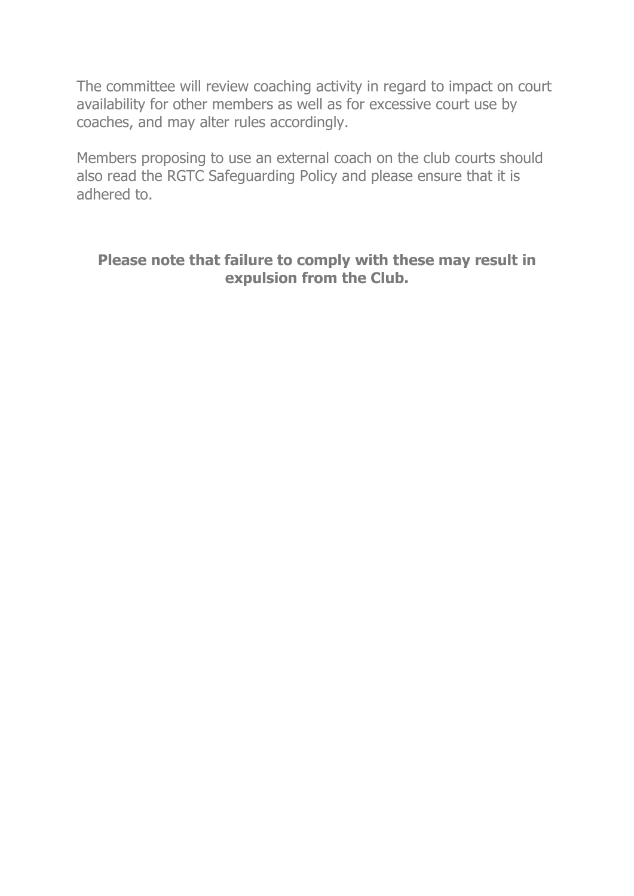The committee will review coaching activity in regard to impact on court availability for other members as well as for excessive court use by coaches, and may alter rules accordingly.

Members proposing to use an external coach on the club courts should also read the RGTC Safeguarding Policy and please ensure that it is adhered to.

**Please note that failure to comply with these may result in expulsion from the Club.**